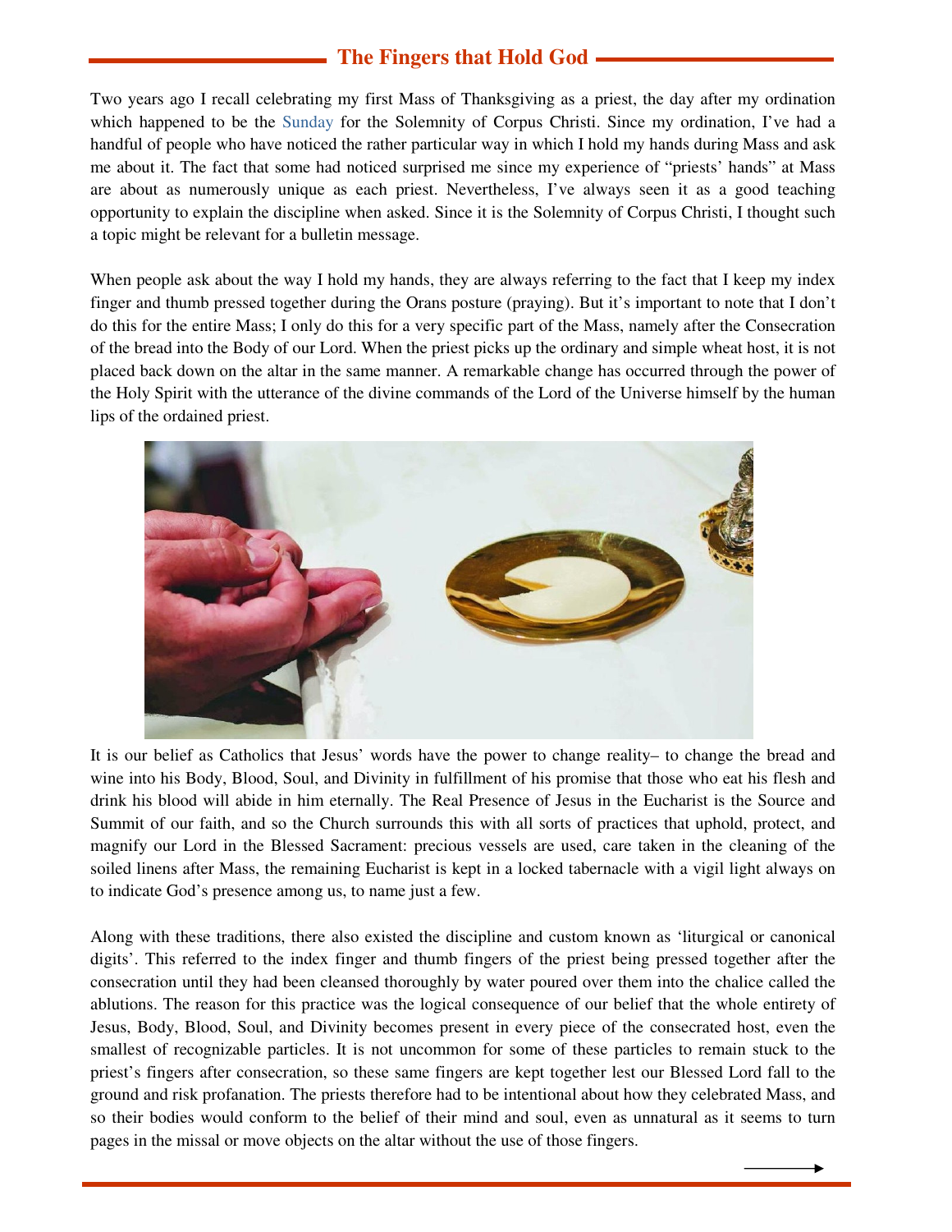## The Fingers that Hold God

Two years ago I recall celebrating my first Mass of Thanksgiving as a priest, the day after my ordination which happened to be the Sunday for the Solemnity of Corpus Christi. Since my ordination, I've had a handful of people who have noticed the rather particular way in which I hold my hands during Mass and ask me about it. The fact that some had noticed surprised me since my experience of "priests' hands" at Mass are about as numerously unique as each priest. Nevertheless, I've always seen it as a good teaching opportunity to explain the discipline when asked. Since it is the Solemnity of Corpus Christi, I thought such a topic might be relevant for a bulletin message.

When people ask about the way I hold my hands, they are always referring to the fact that I keep my index finger and thumb pressed together during the Orans posture (praying). But it's important to note that I don't do this for the entire Mass; I only do this for a very specific part of the Mass, namely after the Consecration of the bread into the Body of our Lord. When the priest picks up the ordinary and simple wheat host, it is not placed back down on the altar in the same manner. A remarkable change has occurred through the power of the Holy Spirit with the utterance of the divine commands of the Lord of the Universe himself by the human lips of the ordained priest.

It is our belief as Catholics that Jesus' words have the power to change reality– to change the bread and wine into his Body, Blood, Soul, and Divinity in fulfillment of his promise that those who eat his flesh and drink his blood will abide in him eternally. The Real Presence of Jesus in the Eucharist is the Source and Summit of our faith, and so the Church surrounds this with all sorts of practices that uphold, protect, and magnify our Lord in the Blessed Sacrament: precious vessels are used, care taken in the cleaning of the soiled linens after Mass, the remaining Eucharist is kept in a locked tabernacle with a vigil light always on to indicate God's presence among us, to name just a few.

Along with these traditions, there also existed the discipline and custom known as 'liturgical or canonical digits'. This referred to the index finger and thumb fingers of the priest being pressed together after the consecration until they had been cleansed thoroughly by water poured over them into the chalice called the ablutions. The reason for this practice was the logical consequence of our belief that the whole entirety of Jesus, Body, Blood, Soul, and Divinity becomes present in every piece of the consecrated host, even the smallest of recognizable particles. It is not uncommon for some of these particles to remain stuck to the priest's fingers after consecration, so these same fingers are kept together lest our Blessed Lord fall to the ground and risk profanation. The priests therefore had to be intentional about how they celebrated Mass, and so their bodies would conform to the belief of their mind and soul, even as unnatural as it seems to turn pages in the missal or move objects on the altar without the use of those fingers.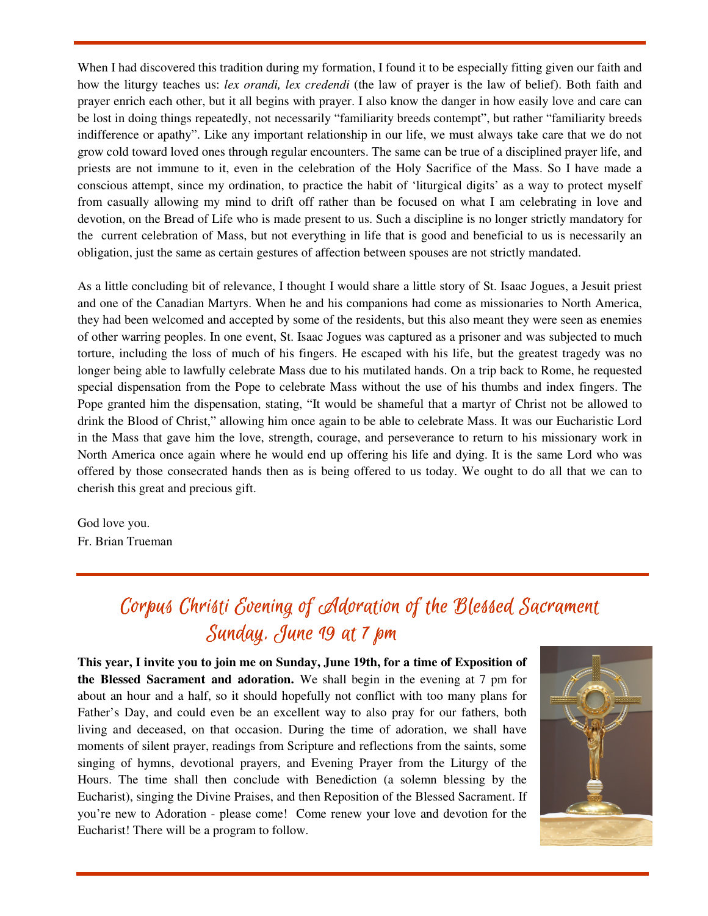When I had discovered this tradition during my formation, I found it to be especially fitting given our faith and how the liturgy teaches us: *lex orandi, lex credendi* (the law of prayer is the law of belief). Both faith and prayer enrich each other, but it all begins with prayer. I also know the danger in how easily love and care can be lost in doing things repeatedly, not necessarily "familiarity breeds contempt", but rather "familiarity breeds indifference or apathy". Like any important relationship in our life, we must always take care that we do not grow cold toward loved ones through regular encounters. The same can be true of a disciplined prayer life, and priests are not immune to it, even in the celebration of the Holy Sacrifice of the Mass. So I have made a conscious attempt, since my ordination, to practice the habit of 'liturgical digits' as a way to protect myself from casually allowing my mind to drift off rather than be focused on what I am celebrating in love and devotion, on the Bread of Life who is made present to us. Such a discipline is no longer strictly mandatory for the current celebration of Mass, but not everything in life that is good and beneficial to us is necessarily an obligation, just the same as certain gestures of affection between spouses are not strictly mandated.

As a little concluding bit of relevance, I thought I would share a little story of St. Isaac Jogues, a Jesuit priest and one of the Canadian Martyrs. When he and his companions had come as missionaries to North America, they had been welcomed and accepted by some of the residents, but this also meant they were seen as enemies of other warring peoples. In one event, St. Isaac Jogues was captured as a prisoner and was subjected to much torture, including the loss of much of his fingers. He escaped with his life, but the greatest tragedy was no longer being able to lawfully celebrate Mass due to his mutilated hands. On a trip back to Rome, he requested special dispensation from the Pope to celebrate Mass without the use of his thumbs and index fingers. The Pope granted him the dispensation, stating, "It would be shameful that a martyr of Christ not be allowed to drink the Blood of Christ," allowing him once again to be able to celebrate Mass. It was our Eucharistic Lord in the Mass that gave him the love, strength, courage, and perseverance to return to his missionary work in North America once again where he would end up offering his life and dying. It is the same Lord who was offered by those consecrated hands then as is being offered to us today. We ought to do all that we can to cherish this great and precious gift.

God love you.
Fr. Brian Trueman

## Corpus Christi Evening of Adoration of the Blessed Sacrament
## Sunday, June 19 at 7 pm

**This year, I invite you to join me on Sunday, June 19th, for a time of Exposition of the Blessed Sacrament and adoration.** We shall begin in the evening at 7 pm for about an hour and a half, so it should hopefully not conflict with too many plans for Father's Day, and could even be an excellent way to also pray for our fathers, both living and deceased, on that occasion. During the time of adoration, we shall have moments of silent prayer, readings from Scripture and reflections from the saints, some singing of hymns, devotional prayers, and Evening Prayer from the Liturgy of the Hours. The time shall then conclude with Benediction (a solemn blessing by the Eucharist), singing the Divine Praises, and then Reposition of the Blessed Sacrament. If you're new to Adoration - please come! Come renew your love and devotion for the Eucharist! There will be a program to follow.